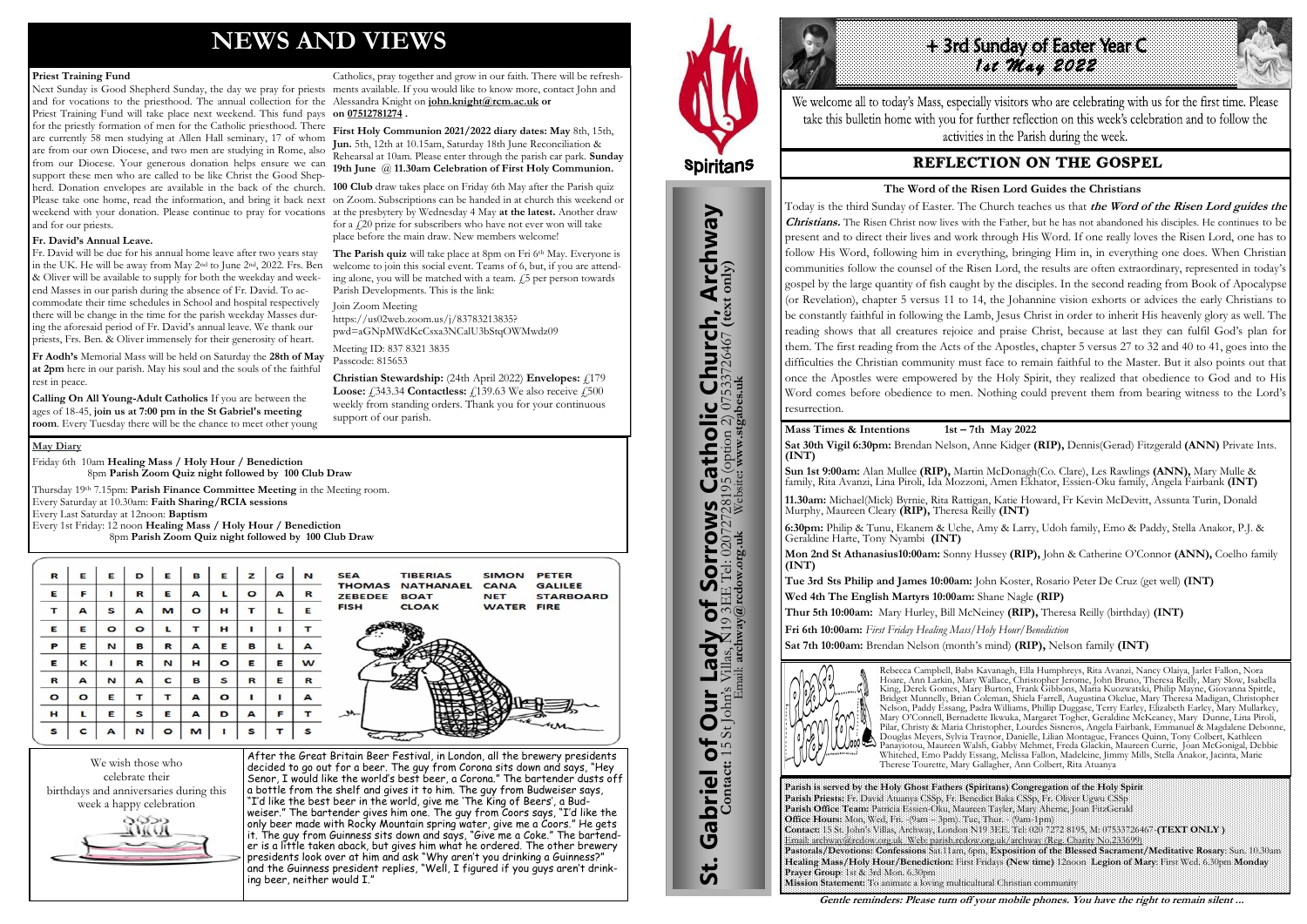# NEWS AND VIEWS

**Priest Training Fund**

Next Sunday is Good Shepherd Sunday, the day we pray for priests and for vocations to the priesthood. The annual collection for the Priest Training Fund will take place next weekend. This fund pays for the priestly formation of men for the Catholic priesthood. There are currently 58 men studying at Allen Hall seminary, 17 of whom are from our own Diocese, and two men are studying in Rome, also from our Diocese. Your generous donation helps ensure we can support these men who are called to be like Christ the Good Shepherd. Donation envelopes are available in the back of the church. Please take one home, read the information, and bring it back next weekend with your donation. Please continue to pray for vocations and for our priests.

**Fr. David's Annual Leave.**

Fr. David will be due for his annual home leave after two years stay in the UK. He will be away from May 2nd to June 2nd, 2022. Frs. Ben & Oliver will be available to supply for both the weekday and weekend Masses in our parish during the absence of Fr. David. To accommodate their time schedules in School and hospital respectively there will be change in the time for the parish weekday Masses during the aforesaid period of Fr. David's annual leave. We thank our priests, Frs. Ben. & Oliver immensely for their generosity of heart.

**Fr Aodh's** Memorial Mass will be held on Saturday the **28th of May at 2pm** here in our parish. May his soul and the souls of the faithful rest in peace.

**Calling On All Young-Adult Catholics** If you are between the ages of 18-45, **join us at 7:00 pm in the St Gabriel's meeting room**. Every Tuesday there will be the chance to meet other young Catholics, pray together and grow in our faith. There will be refreshments available. If you would like to know more, contact John and Alessandra Knight on **john.knight@rcm.ac.uk or on 07512781274 .**

**First Holy Communion 2021/2022 diary dates: May** 8th, 15th, **Jun.** 5th, 12th at 10.15am, Saturday 18th June Reconciliation & Rehearsal at 10am. Please enter through the parish car park. **Sunday 19th June @ 11.30am Celebration of First Holy Communion.**

**100 Club** draw takes place on Friday 6th May after the Parish quiz on Zoom. Subscriptions can be handed in at church this weekend or at the presbytery by Wednesday 4 May **at the latest.** Another draw for a £20 prize for subscribers who have not ever won will take place before the main draw. New members welcome!

**The Parish quiz** will take place at 8pm on Fri 6th May. Everyone is welcome to join this social event. Teams of 6, but, if you are attending alone, you will be matched with a team. £5 per person towards Parish Developments. This is the link:

Join Zoom Meeting
https://us02web.zoom.us/j/83783213835?pwd=aGNpMWdKcCsxa3NCalU3bStqOWMwdz09

Meeting ID: 837 8321 3835
Passcode: 815653

**Christian Stewardship:** (24th April 2022) **Envelopes:** £179 **Loose:** £343.34 **Contactless:** £139.63 We also receive £500 weekly from standing orders. Thank you for your continuous support of our parish.

**May Diary**

Friday 6th 10am **Healing Mass / Holy Hour / Benediction**
8pm **Parish Zoom Quiz night followed by 100 Club Draw**

Thursday 19th 7.15pm: **Parish Finance Committee Meeting** in the Meeting room.
Every Saturday at 10.30am: **Faith Sharing/RCIA sessions**
Every Last Saturday at 12noon: **Baptism**
Every 1st Friday: 12 noon **Healing Mass / Holy Hour / Benediction**
8pm **Parish Zoom Quiz night followed by 100 Club Draw**

| | | | | | | | | | |
|---|---|---|---|---|---|---|---|---|---|
| R | E | E | D | E | B | E | Z | G | N |
| E | F | I | R | E | A | L | O | A | R |
| T | A | S | A | M | O | H | T | L | E |
| E | E | O | O | L | T | H | I | I | T |
| P | E | N | B | R | A | E | B | L | A |
| E | K | I | R | N | H | O | E | E | W |
| R | A | N | A | C | B | S | R | E | R |
| O | O | E | T | T | A | O | I | I | A |
| H | L | E | S | E | A | D | A | F | T |
| S | C | A | N | O | M | I | S | T | S |

SEA TIBERIAS SIMON PETER
THOMAS NATHANAEL CANA GALILEE
ZEBEDEE BOAT NET STARBOARD
FISH CLOAK WATER FIRE

We wish those who celebrate their birthdays and anniversaries during this week a happy celebration

After the Great Britain Beer Festival, in London, all the brewery presidents decided to go out for a beer. The guy from Corona sits down and says, "Hey Senor, I would like the world's best beer, a Corona." The bartender dusts off a bottle from the shelf and gives it to him. The guy from Budweiser says, "I'd like the best beer in the world, give me 'The King of Beers', a Budweiser." The bartender gives him one. The guy from Coors says, "I'd like the only beer made with Rocky Mountain spring water, give me a Coors." He gets it. The guy from Guinness sits down and says, "Give me a Coke." The bartender is a little taken aback, but gives him what he ordered. The other brewery presidents look over at him and ask "Why aren't you drinking a Guinness?" and the Guinness president replies, "Well, I figured if you guys aren't drinking beer, neither would I."

**St. Gabriel of Our Lady of Sorrows Catholic Church, Archway**
**Contact:** 15 St John's Villas, N19 3EE Tel: 02072728195 (option 2) 07533726467 **(text only)**
Email: **archway@rcdow.org.uk** Website: **www.stgabes.uk**

Spiritans

# + 3rd Sunday of Easter Year C
## 1st May 2022

We welcome all to today's Mass, especially visitors who are celebrating with us for the first time. Please take this bulletin home with you for further reflection on this week's celebration and to follow the activities in the Parish during the week.

## REFLECTION ON THE GOSPEL

**The Word of the Risen Lord Guides the Christians**

Today is the third Sunday of Easter. The Church teaches us that ***the Word of the Risen Lord guides the Christians.*** The Risen Christ now lives with the Father, but he has not abandoned his disciples. He continues to be present and to direct their lives and work through His Word. If one really loves the Risen Lord, one has to follow His Word, following him in everything, bringing Him in, in everything one does. When Christian communities follow the counsel of the Risen Lord, the results are often extraordinary, represented in today's gospel by the large quantity of fish caught by the disciples. In the second reading from Book of Apocalypse (or Revelation), chapter 5 versus 11 to 14, the Johannine vision exhorts or advices the early Christians to be constantly faithful in following the Lamb, Jesus Christ in order to inherit His heavenly glory as well. The reading shows that all creatures rejoice and praise Christ, because at last they can fulfil God's plan for them. The first reading from the Acts of the Apostles, chapter 5 versus 27 to 32 and 40 to 41, goes into the difficulties the Christian community must face to remain faithful to the Master. But it also points out that once the Apostles were empowered by the Holy Spirit, they realized that obedience to God and to His Word comes before obedience to men. Nothing could prevent them from bearing witness to the Lord's resurrection.

**Mass Times & Intentions 1st – 7th May 2022**

**Sat 30th Vigil 6:30pm:** Brendan Nelson, Anne Kidger **(RIP),** Dennis(Gerad) Fitzgerald **(ANN)** Private Ints. **(INT)**

**Sun 1st 9:00am:** Alan Mullee **(RIP),** Martin McDonagh(Co. Clare), Les Rawlings **(ANN),** Mary Mulle & family, Rita Avanzi, Lina Piroli, Ida Mozzoni, Amen Ekhator, Essien-Oku family, Angela Fairbank **(INT)**

**11.30am:** Michael(Mick) Byrnie, Rita Rattigan, Katie Howard, Fr Kevin McDevitt, Assunta Turin, Donald Murphy, Maureen Cleary **(RIP),** Theresa Reilly **(INT)**

**6:30pm:** Philip & Tunu, Ekanem & Uche, Amy & Larry, Udoh family, Emo & Paddy, Stella Anakor, P.J. & Geraldine Harte, Tony Nyambi **(INT)**

**Mon 2nd St Athanasius10:00am:** Sonny Hussey **(RIP),** John & Catherine O'Connor **(ANN),** Coelho family **(INT)**

**Tue 3rd Sts Philip and James 10:00am:** John Koster, Rosario Peter De Cruz (get well) **(INT)**

**Wed 4th The English Martyrs 10:00am:** Shane Nagle **(RIP)**

**Thur 5th 10:00am:** Mary Hurley, Bill McNeiney **(RIP),** Theresa Reilly (birthday) **(INT)**

**Fri 6th 10:00am:** *First Friday Healing Mass/Holy Hour/Benediction*

**Sat 7th 10:00am:** Brendan Nelson (month's mind) **(RIP),** Nelson family **(INT)**

Please pray for...

Rebecca Campbell, Babs Kavanagh, Ella Humphreys, Rita Avanzi, Nancy Olaiya, Jarlet Fallon, Nora Hoare, Ann Larkin, Mary Wallace, Christopher Jerome, John Bruno, Theresa Reilly, Mary Slow, Isabella King, Derek Gomes, Mary Burton, Frank Gibbons, Maria Kuozwatski, Philip Mayne, Giovanna Spittle, Bridget Munnelly, Brian Coleman, Shiela Farrell, Augustina Okelue, Mary Theresa Madigan, Christopher Nelson, Paddy Essang, Padra Williams, Phillip Duggase, Terry Earley, Elizabeth Earley, Mary Mullarkey, Mary O'Connell, Bernadette Ikwuka, Margaret Togher, Geraldine McKeaney, Mary Dunne, Lina Piroli, Pilar, Christy & Maria Christopher, Lourdes Sisneros, Angela Fairbank, Emmanuel & Magdalene Debonne, Rosie Meyers, Sylvia Traynor, Danielle, Lilian Montague, Frances Quinn, Tony Colbert, Kathleen Panayiotou, Maureen Walsh, Gabby Mehmet, Freda Glackin, Maureen Currie, Joan McGonigal, Debbie Whitehed, Emo Paddy Essang, Melissa Fallon, Madeleine, Jimmy Mills, Stella Anakor, Jacinta, Marie Therese Tourette, Mary Gallagher, Ann Colbert, Rita Atuanya

**Parish is served by the Holy Ghost Fathers (Spiritans) Congregation of the Holy Spirit**
**Parish Priests:** Fr. David Atuanya CSSp, Fr. Benedict Baka CSSp, Fr. Oliver Ugwu CSSp
**Parish Office Team:** Patricia Essien-Oku, Maureen Tayler, Mary Aherne, Joan FitzGerald
**Office Hours:** Mon, Wed, Fri. - (9am – 3pm). Tue, Thur. - (9am-1pm)
**Contact:** 15 St. John's Villas, Archway, London N19 3EE. Tel: 020 7272 8195. M: 07533726467 **(TEXT ONLY )**
Email: archway@rcdow.org.uk. Web: parish.rcdow.org.uk/archway (Reg. Charity No 233699)
**Pastorals/Devotions: Confessions** Sat.11am, 6pm, **Exposition of the Blessed Sacrament/Meditative Rosary**: Sun. 10.30am
**Healing Mass/Holy Hour/Benediction:** First Fridays **(New time)** 12noon. **Legion of Mary**: First Wed. 6.30pm **Monday Prayer Group**: 1st & 3rd Mon. 6.30pm
**Mission Statement:** To animate a loving multicultural Christian community

***Gentle reminders: Please turn off your mobile phones. You have the right to remain silent ...***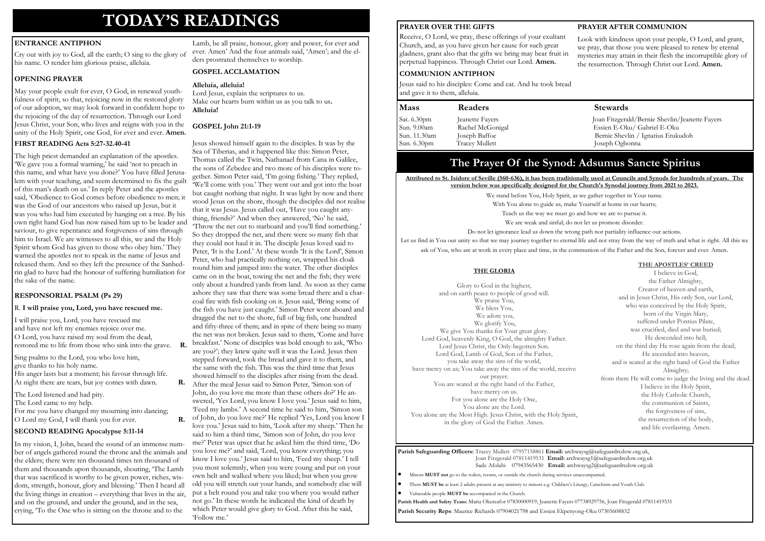# TODAY'S READINGS

## ENTRANCE ANTIPHON

Cry out with joy to God, all the earth; O sing to the glory of his name. O render him glorious praise, alleluia.

## OPENING PRAYER

May your people exult for ever, O God, in renewed youthfulness of spirit, so that, rejoicing now in the restored glory of our adoption, we may look forward in confident hope to the rejoicing of the day of resurrection. Through our Lord Jesus Christ, your Son, who lives and reigns with you in the unity of the Holy Spirit, one God, for ever and ever. **Amen.**

## FIRST READING Acts 5:27-32.40-41

The high priest demanded an explanation of the apostles. 'We gave you a formal warning,' he said 'not to preach in this name, and what have you done?' You have filled Jerusalem with your teaching, and seem determined to fix the guilt of this man's death on us.' In reply Peter and the apostles said, 'Obedience to God comes before obedience to men; it was the God of our ancestors who raised up Jesus, but it was you who had him executed by hanging on a tree. By his own right hand God has now raised him up to be leader and saviour, to give repentance and forgiveness of sins through him to Israel. We are witnesses to all this, we and the Holy Spirit whom God has given to those who obey him.' They warned the apostles not to speak in the name of Jesus and released them. And so they left the presence of the Sanhedrin glad to have had the honour of suffering humiliation for the sake of the name.

## RESPONSORIAL PSALM (Ps 29)

R. **I will praise you, Lord, you have rescued me.**

I will praise you, Lord, you have rescued me
and have not left my enemies rejoice over me.
O Lord, you have raised my soul from the dead,
restored me to life from those who sink into the grave. **R.**

Sing psalms to the Lord, you who love him,
give thanks to his holy name.
His anger lasts but a moment; his favour through life.
At night there are tears, but joy comes with dawn. **R.**

The Lord listened and had pity.
The Lord came to my help.
For me you have changed my mourning into dancing;
O Lord my God, I will thank you for ever. **R.**

## SECOND READING Apocalypse 5:11-14

In my vision, I, John, heard the sound of an immense number of angels gathered round the throne and the animals and the elders; there were ten thousand times ten thousand of them and thousands upon thousands, shouting, 'The Lamb that was sacrificed is worthy to be given power, riches, wisdom, strength, honour, glory and blessing.' Then I heard all the living things in creation – everything that lives in the air, and on the ground, and under the ground, and in the sea, crying, 'To the One who is sitting on the throne and to the Lamb, be all praise, honour, glory and power, for ever and ever. Amen' And the four animals said, 'Amen'; and the elders prostrated themselves to worship.

## GOSPEL ACCLAMATION

**Alleluia, alleluia!**
Lord Jesus, explain the scriptures to us.
Make our hearts burn within us as you talk to us**.**
**Alleluia!**

## GOSPEL John 21:1-19

Jesus showed himself again to the disciples. It was by the Sea of Tiberias, and it happened like this: Simon Peter, Thomas called the Twin, Nathanael from Cana in Galilee, the sons of Zebedee and two more of his disciples were together. Simon Peter said, 'I'm going fishing.' They replied, 'We'll come with you.' They went out and got into the boat but caught nothing that night. It was light by now and there stood Jesus on the shore, though the disciples did not realise that it was Jesus. Jesus called out, 'Have you caught anything, friends?' And when they answered, 'No' he said, 'Throw the net out to starboard and you'll find something.' So they dropped the net, and there were so many fish that they could not haul it in. The disciple Jesus loved said to Peter, 'It is the Lord.' At these words 'It is the Lord', Simon Peter, who had practically nothing on, wrapped his cloak round him and jumped into the water. The other disciples came on in the boat, towing the net and the fish; they were only about a hundred yards from land. As soon as they came ashore they saw that there was some bread there and a charcoal fire with fish cooking on it. Jesus said, 'Bring some of the fish you have just caught.' Simon Peter went aboard and dragged the net to the shore, full of big fish, one hundred and fifty-three of them; and in spite of there being so many the net was not broken. Jesus said to them, 'Come and have breakfast.' None of disciples was bold enough to ask, 'Who are you?'; they knew quite well it was the Lord. Jesus then stepped forward, took the bread and gave it to them, and the same with the fish. This was the third time that Jesus showed himself to the disciples after rising from the dead. After the meal Jesus said to Simon Peter, 'Simon son of John, do you love me more than these others do?' He answered, 'Yes Lord, you know I love you.' Jesus said to him, 'Feed my lambs.' A second time he said to him, 'Simon son of John, do you love me?' He replied 'Yes, Lord you know I love you.' Jesus said to him, 'Look after my sheep.' Then he said to him a third time, 'Simon son of John, do you love me?' Peter was upset that he asked him the third time, 'Do you love me?' and said, 'Lord, you know everything; you know I love you.' Jesus said to him, 'Feed my sheep.' I tell you most solemnly, when you were young and put on your own belt and walked where you liked; but when you grow old you will stretch out your hands, and somebody else will put a belt round you and take you where you would rather not go.' In these words he indicated the kind of death by which Peter would give glory to God. After this he said, 'Follow me.'

## PRAYER OVER THE GIFTS

Receive, O Lord, we pray, these offerings of your exultant Church, and, as you have given her cause for such great gladness, grant also that the gifts we bring may bear fruit in perpetual happiness. Through Christ our Lord. **Amen.**

## COMMUNION ANTIPHON

Jesus said to his disciples: Come and eat. And he took bread and gave it to them, alleluia.

## PRAYER AFTER COMMUNION

Look with kindness upon your people, O Lord, and grant, we pray, that those you were pleased to renew by eternal mysteries may attain in their flesh the incorruptible glory of the resurrection. Through Christ our Lord. **Amen.**

| Mass | Readers | Stewards |
|---|---|---|
| Sat. 6.30pm | Jeanette Fayers | Joan Fitzgerald/Bernie Shevlin/Jeanette Fayers |
| Sun. 9.00am | Rachel McGonigal | Essien E-Oku/ Gabriel E-Oku |
| Sun. 11.30am | Joseph Baffoe | Bernie Shevlin / Ignatius Etukudoh |
| Sun. 6.30pm | Tracey Mullett | Joseph Ogbonna |

# The Prayer Of the Synod: Adsumus Sancte Spiritus

**Attributed to St. Isidore of Seville (560-636), it has been traditionally used at Councils and Synods for hundreds of years. The version below was specifically designed for the Church's Synodal journey from 2021 to 2023.**

We stand before You, Holy Spirit, as we gather together in Your name.
With You alone to guide us, make Yourself at home in our hearts;
Teach us the way we must go and how we are to pursue it.
We are weak and sinful; do not let us promote disorder.
Do not let ignorance lead us down the wrong path nor partiality influence our actions.
Let us find in You our unity so that we may journey together to eternal life and not stray from the way of truth and what is right. All this we ask of You, who are at work in every place and time, in the communion of the Father and the Son, forever and ever. Amen.

### THE GLORIA

Glory to God in the highest,
and on earth peace to people of good will.
We praise You,
We bless You,
We adore you,
We glorify You,
We give You thanks for Your great glory.
Lord God, heavenly King, O God, the almighty Father.
Lord Jesus Christ, the Only-begotten Son.
Lord God, Lamb of God, Son of the Father,
you take away the sins of the world,
have mercy on us; You take away the sins of the world, receive our prayer.
You are seated at the right hand of the Father,
have mercy on us.
For you alone are the Holy One,
You alone are the Lord.
You alone are the Most High. Jesus Christ, with the Holy Spirit,
in the glory of God the Father. Amen.

### THE APOSTLES' CREED

I believe in God,
the Father Almighty,
Creator of heaven and earth,
and in Jesus Christ, His only Son, our Lord,
who was conceived by the Holy Spirit,
born of the Virgin Mary,
suffered under Pontius Pilate,
was crucified, died and was buried;
He descended into hell;
on the third day He rose again from the dead;
He ascended into heaven,
and is seated at the right hand of God the Father Almighty;
from there He will come to judge the living and the dead.
I believe in the Holy Spirit,
the Holy Catholic Church,
the communion of Saints,
the forgiveness of sins,
the resurrection of the body,
and life everlasting. Amen.

**Parish Safeguarding Officers:** Tracey Mullett 07957158861 **Email:** archwaysg@safeguardrcdow.org.uk,
Joan Fitzgerald 07811419531 **Email:** archwaysg1@safeguardrcdow.org.uk
Sade Afolabi 07943565430 **Email:** archwaysg2@safeguardrcdow.org.uk

- Minors **MUST not** go to the toilets, rooms, or outside the church during services unaccompanied.
- There **MUST be** at least 2 adults present at any ministry to minors e.g. Children's Liturgy, Catechism and Youth Club.
- Vulnerable people **MUST be** accompanied in the Church.

**Parish Health and Safety Team:** Maria Okereafor 07830000919, Jeanette Fayers 07738929756, Joan Fitzgerald 07811419531

**Parish Security Reps**: Maurice Richards 07904021798 and Essien Ekpenyong-Oku 07305608832